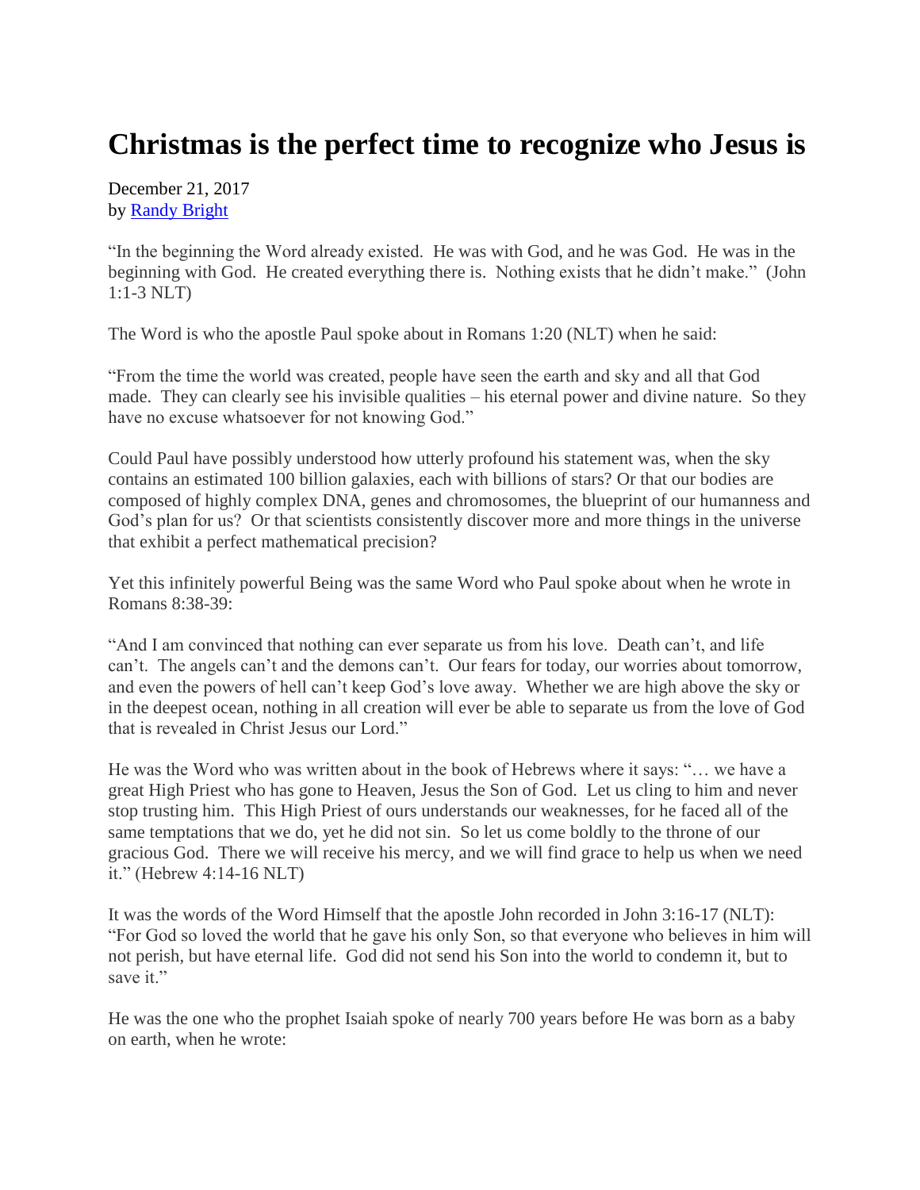# Christmas is the perfect time to recognize who Jesus is

December 21, 2017
by [Randy Bright]

"In the beginning the Word already existed. He was with God, and he was God. He was in the beginning with God. He created everything there is. Nothing exists that he didn't make." (John 1:1-3 NLT)

The Word is who the apostle Paul spoke about in Romans 1:20 (NLT) when he said:

"From the time the world was created, people have seen the earth and sky and all that God made. They can clearly see his invisible qualities – his eternal power and divine nature. So they have no excuse whatsoever for not knowing God."

Could Paul have possibly understood how utterly profound his statement was, when the sky contains an estimated 100 billion galaxies, each with billions of stars? Or that our bodies are composed of highly complex DNA, genes and chromosomes, the blueprint of our humanness and God's plan for us? Or that scientists consistently discover more and more things in the universe that exhibit a perfect mathematical precision?

Yet this infinitely powerful Being was the same Word who Paul spoke about when he wrote in Romans 8:38-39:

"And I am convinced that nothing can ever separate us from his love. Death can't, and life can't. The angels can't and the demons can't. Our fears for today, our worries about tomorrow, and even the powers of hell can't keep God's love away. Whether we are high above the sky or in the deepest ocean, nothing in all creation will ever be able to separate us from the love of God that is revealed in Christ Jesus our Lord."

He was the Word who was written about in the book of Hebrews where it says: "… we have a great High Priest who has gone to Heaven, Jesus the Son of God. Let us cling to him and never stop trusting him. This High Priest of ours understands our weaknesses, for he faced all of the same temptations that we do, yet he did not sin. So let us come boldly to the throne of our gracious God. There we will receive his mercy, and we will find grace to help us when we need it." (Hebrew 4:14-16 NLT)

It was the words of the Word Himself that the apostle John recorded in John 3:16-17 (NLT): "For God so loved the world that he gave his only Son, so that everyone who believes in him will not perish, but have eternal life. God did not send his Son into the world to condemn it, but to save it."

He was the one who the prophet Isaiah spoke of nearly 700 years before He was born as a baby on earth, when he wrote: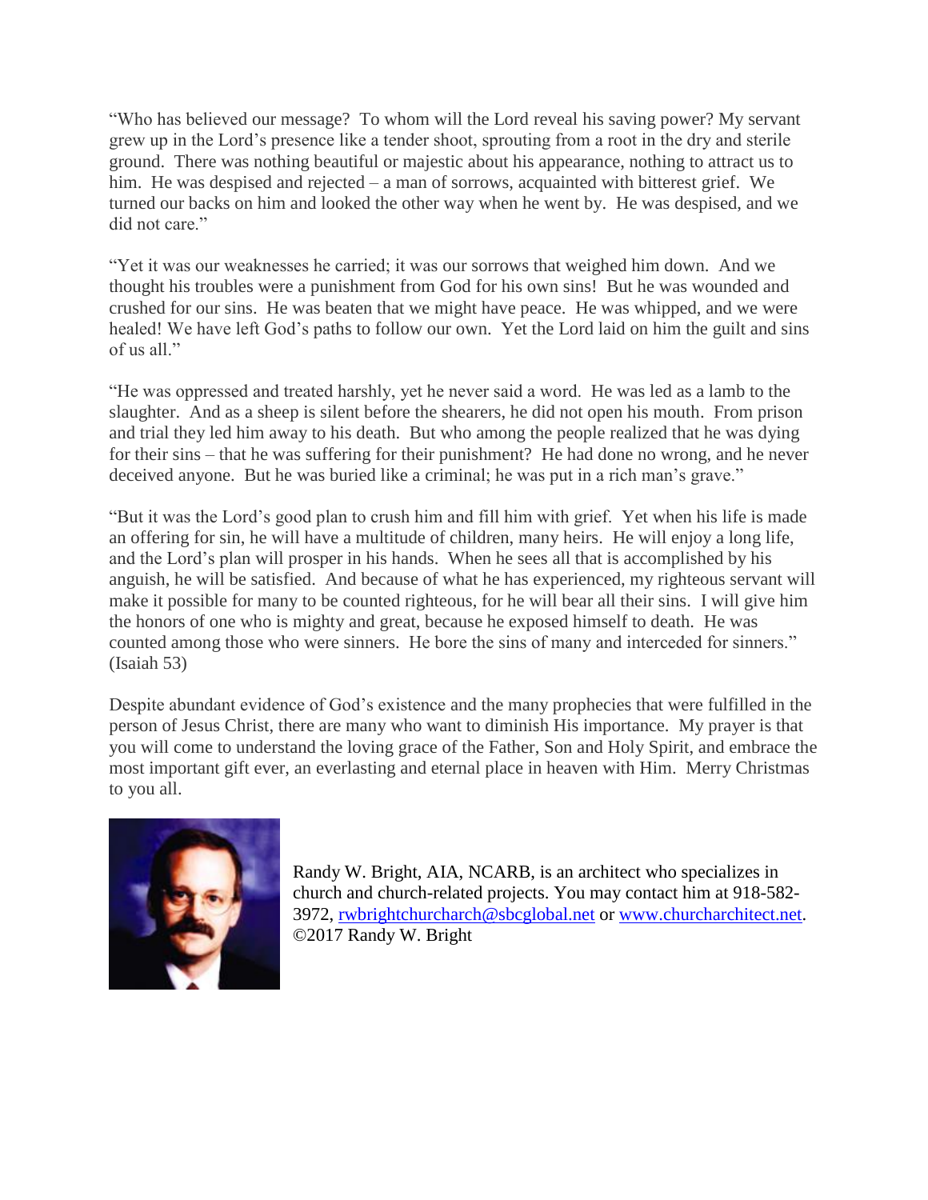"Who has believed our message? To whom will the Lord reveal his saving power? My servant grew up in the Lord's presence like a tender shoot, sprouting from a root in the dry and sterile ground. There was nothing beautiful or majestic about his appearance, nothing to attract us to him. He was despised and rejected – a man of sorrows, acquainted with bitterest grief. We turned our backs on him and looked the other way when he went by. He was despised, and we did not care."

"Yet it was our weaknesses he carried; it was our sorrows that weighed him down. And we thought his troubles were a punishment from God for his own sins! But he was wounded and crushed for our sins. He was beaten that we might have peace. He was whipped, and we were healed! We have left God's paths to follow our own. Yet the Lord laid on him the guilt and sins of us all."

"He was oppressed and treated harshly, yet he never said a word. He was led as a lamb to the slaughter. And as a sheep is silent before the shearers, he did not open his mouth. From prison and trial they led him away to his death. But who among the people realized that he was dying for their sins – that he was suffering for their punishment? He had done no wrong, and he never deceived anyone. But he was buried like a criminal; he was put in a rich man's grave."

"But it was the Lord's good plan to crush him and fill him with grief. Yet when his life is made an offering for sin, he will have a multitude of children, many heirs. He will enjoy a long life, and the Lord's plan will prosper in his hands. When he sees all that is accomplished by his anguish, he will be satisfied. And because of what he has experienced, my righteous servant will make it possible for many to be counted righteous, for he will bear all their sins. I will give him the honors of one who is mighty and great, because he exposed himself to death. He was counted among those who were sinners. He bore the sins of many and interceded for sinners." (Isaiah 53)

Despite abundant evidence of God's existence and the many prophecies that were fulfilled in the person of Jesus Christ, there are many who want to diminish His importance. My prayer is that you will come to understand the loving grace of the Father, Son and Holy Spirit, and embrace the most important gift ever, an everlasting and eternal place in heaven with Him. Merry Christmas to you all.

Randy W. Bright, AIA, NCARB, is an architect who specializes in church and church-related projects. You may contact him at 918-582-3972, [rwbrightchurcharch@sbcglobal.net](mailto:rwbrightchurcharch@sbcglobal.net) or [www.churcharchitect.net](http://www.churcharchitect.net). ©2017 Randy W. Bright